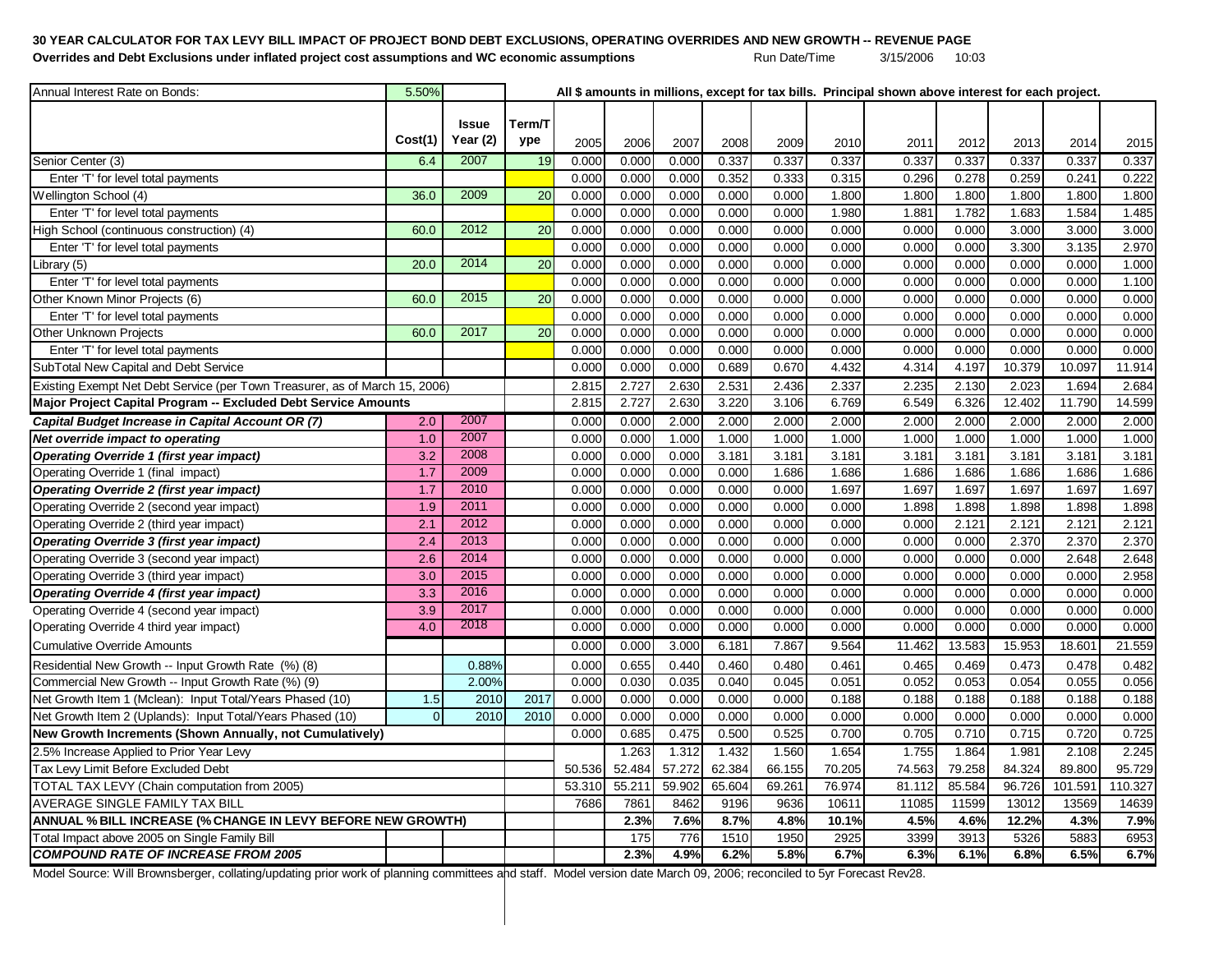**30 YEAR CALCULATOR FOR TAX LEVY BILL IMPACT OF PROJECT BOND DEBT EXCLUSIONS, OPERATING OVERRIDES AND NEW GROWTH -- REVENUE PAGE**

**Overrides and Debt Exclusions under inflated project cost assumptions and WC economic assumptions** Run Date/Time 3/15/2006 10:03

| Annual Interest Rate on Bonds: | 5.50% | | | All $ amounts in millions, except for tax bills. Principal shown above interest for each project. | | | | | | | | | | |
|---|---|---|---|---|---|---|---|---|---|---|---|---|---|---|
| | Cost(1) | Issue Year (2) | Term/Type | 2005 | 2006 | 2007 | 2008 | 2009 | 2010 | 2011 | 2012 | 2013 | 2014 | 2015 |
| Senior Center (3) | 6.4 | 2007 | 19 | 0.000 | 0.000 | 0.000 | 0.337 | 0.337 | 0.337 | 0.337 | 0.337 | 0.337 | 0.337 | 0.337 |
| Enter 'T' for level total payments | | | | 0.000 | 0.000 | 0.000 | 0.352 | 0.333 | 0.315 | 0.296 | 0.278 | 0.259 | 0.241 | 0.222 |
| Wellington School (4) | 36.0 | 2009 | 20 | 0.000 | 0.000 | 0.000 | 0.000 | 0.000 | 1.800 | 1.800 | 1.800 | 1.800 | 1.800 | 1.800 |
| Enter 'T' for level total payments | | | | 0.000 | 0.000 | 0.000 | 0.000 | 0.000 | 1.980 | 1.881 | 1.782 | 1.683 | 1.584 | 1.485 |
| High School (continuous construction) (4) | 60.0 | 2012 | 20 | 0.000 | 0.000 | 0.000 | 0.000 | 0.000 | 0.000 | 0.000 | 0.000 | 3.000 | 3.000 | 3.000 |
| Enter 'T' for level total payments | | | | 0.000 | 0.000 | 0.000 | 0.000 | 0.000 | 0.000 | 0.000 | 0.000 | 3.300 | 3.135 | 2.970 |
| Library (5) | 20.0 | 2014 | 20 | 0.000 | 0.000 | 0.000 | 0.000 | 0.000 | 0.000 | 0.000 | 0.000 | 0.000 | 0.000 | 1.000 |
| Enter 'T' for level total payments | | | | 0.000 | 0.000 | 0.000 | 0.000 | 0.000 | 0.000 | 0.000 | 0.000 | 0.000 | 0.000 | 1.100 |
| Other Known Minor Projects (6) | 60.0 | 2015 | 20 | 0.000 | 0.000 | 0.000 | 0.000 | 0.000 | 0.000 | 0.000 | 0.000 | 0.000 | 0.000 | 0.000 |
| Enter 'T' for level total payments | | | | 0.000 | 0.000 | 0.000 | 0.000 | 0.000 | 0.000 | 0.000 | 0.000 | 0.000 | 0.000 | 0.000 |
| Other Unknown Projects | 60.0 | 2017 | 20 | 0.000 | 0.000 | 0.000 | 0.000 | 0.000 | 0.000 | 0.000 | 0.000 | 0.000 | 0.000 | 0.000 |
| Enter 'T' for level total payments | | | | 0.000 | 0.000 | 0.000 | 0.000 | 0.000 | 0.000 | 0.000 | 0.000 | 0.000 | 0.000 | 0.000 |
| SubTotal New Capital and Debt Service | | | | 0.000 | 0.000 | 0.000 | 0.689 | 0.670 | 4.432 | 4.314 | 4.197 | 10.379 | 10.097 | 11.914 |
| Existing Exempt Net Debt Service (per Town Treasurer, as of March 15, 2006) | | | | 2.815 | 2.727 | 2.630 | 2.531 | 2.436 | 2.337 | 2.235 | 2.130 | 2.023 | 1.694 | 2.684 |
| **Major Project Capital Program -- Excluded Debt Service Amounts** | | | | 2.815 | 2.727 | 2.630 | 3.220 | 3.106 | 6.769 | 6.549 | 6.326 | 12.402 | 11.790 | 14.599 |
| ***Capital Budget Increase in Capital Account OR (7)*** | 2.0 | 2007 | | 0.000 | 0.000 | 2.000 | 2.000 | 2.000 | 2.000 | 2.000 | 2.000 | 2.000 | 2.000 | 2.000 |
| ***Net override impact to operating*** | 1.0 | 2007 | | 0.000 | 0.000 | 1.000 | 1.000 | 1.000 | 1.000 | 1.000 | 1.000 | 1.000 | 1.000 | 1.000 |
| ***Operating Override 1 (first year impact)*** | 3.2 | 2008 | | 0.000 | 0.000 | 0.000 | 3.181 | 3.181 | 3.181 | 3.181 | 3.181 | 3.181 | 3.181 | 3.181 |
| Operating Override 1 (final impact) | 1.7 | 2009 | | 0.000 | 0.000 | 0.000 | 0.000 | 1.686 | 1.686 | 1.686 | 1.686 | 1.686 | 1.686 | 1.686 |
| ***Operating Override 2 (first year impact)*** | 1.7 | 2010 | | 0.000 | 0.000 | 0.000 | 0.000 | 0.000 | 1.697 | 1.697 | 1.697 | 1.697 | 1.697 | 1.697 |
| Operating Override 2 (second year impact) | 1.9 | 2011 | | 0.000 | 0.000 | 0.000 | 0.000 | 0.000 | 0.000 | 1.898 | 1.898 | 1.898 | 1.898 | 1.898 |
| Operating Override 2 (third year impact) | 2.1 | 2012 | | 0.000 | 0.000 | 0.000 | 0.000 | 0.000 | 0.000 | 0.000 | 2.121 | 2.121 | 2.121 | 2.121 |
| ***Operating Override 3 (first year impact)*** | 2.4 | 2013 | | 0.000 | 0.000 | 0.000 | 0.000 | 0.000 | 0.000 | 0.000 | 0.000 | 2.370 | 2.370 | 2.370 |
| Operating Override 3 (second year impact) | 2.6 | 2014 | | 0.000 | 0.000 | 0.000 | 0.000 | 0.000 | 0.000 | 0.000 | 0.000 | 0.000 | 2.648 | 2.648 |
| Operating Override 3 (third year impact) | 3.0 | 2015 | | 0.000 | 0.000 | 0.000 | 0.000 | 0.000 | 0.000 | 0.000 | 0.000 | 0.000 | 0.000 | 2.958 |
| ***Operating Override 4 (first year impact)*** | 3.3 | 2016 | | 0.000 | 0.000 | 0.000 | 0.000 | 0.000 | 0.000 | 0.000 | 0.000 | 0.000 | 0.000 | 0.000 |
| Operating Override 4 (second year impact) | 3.9 | 2017 | | 0.000 | 0.000 | 0.000 | 0.000 | 0.000 | 0.000 | 0.000 | 0.000 | 0.000 | 0.000 | 0.000 |
| Operating Override 4 third year impact) | 4.0 | 2018 | | 0.000 | 0.000 | 0.000 | 0.000 | 0.000 | 0.000 | 0.000 | 0.000 | 0.000 | 0.000 | 0.000 |
| Cumulative Override Amounts | | | | 0.000 | 0.000 | 3.000 | 6.181 | 7.867 | 9.564 | 11.462 | 13.583 | 15.953 | 18.601 | 21.559 |
| Residential New Growth -- Input Growth Rate (%) (8) | | 0.88% | | 0.000 | 0.655 | 0.440 | 0.460 | 0.480 | 0.461 | 0.465 | 0.469 | 0.473 | 0.478 | 0.482 |
| Commercial New Growth -- Input Growth Rate (%) (9) | | 2.00% | | 0.000 | 0.030 | 0.035 | 0.040 | 0.045 | 0.051 | 0.052 | 0.053 | 0.054 | 0.055 | 0.056 |
| Net Growth Item 1 (Mclean): Input Total/Years Phased (10) | 1.5 | 2010 | 2017 | 0.000 | 0.000 | 0.000 | 0.000 | 0.000 | 0.188 | 0.188 | 0.188 | 0.188 | 0.188 | 0.188 |
| Net Growth Item 2 (Uplands): Input Total/Years Phased (10) | 0 | 2010 | 2010 | 0.000 | 0.000 | 0.000 | 0.000 | 0.000 | 0.000 | 0.000 | 0.000 | 0.000 | 0.000 | 0.000 |
| **New Growth Increments (Shown Annually, not Cumulatively)** | | | | 0.000 | 0.685 | 0.475 | 0.500 | 0.525 | 0.700 | 0.705 | 0.710 | 0.715 | 0.720 | 0.725 |
| 2.5% Increase Applied to Prior Year Levy | | | | | 1.263 | 1.312 | 1.432 | 1.560 | 1.654 | 1.755 | 1.864 | 1.981 | 2.108 | 2.245 |
| Tax Levy Limit Before Excluded Debt | | | | 50.536 | 52.484 | 57.272 | 62.384 | 66.155 | 70.205 | 74.563 | 79.258 | 84.324 | 89.800 | 95.729 |
| TOTAL TAX LEVY (Chain computation from 2005) | | | | 53.310 | 55.211 | 59.902 | 65.604 | 69.261 | 76.974 | 81.112 | 85.584 | 96.726 | 101.591 | 110.327 |
| AVERAGE SINGLE FAMILY TAX BILL | | | | 7686 | 7861 | 8462 | 9196 | 9636 | 10611 | 11085 | 11599 | 13012 | 13569 | 14639 |
| **ANNUAL % BILL INCREASE (% CHANGE IN LEVY BEFORE NEW GROWTH)** | | | | | **2.3%** | **7.6%** | **8.7%** | **4.8%** | **10.1%** | **4.5%** | **4.6%** | **12.2%** | **4.3%** | **7.9%** |
| Total Impact above 2005 on Single Family Bill | | | | | 175 | 776 | 1510 | 1950 | 2925 | 3399 | 3913 | 5326 | 5883 | 6953 |
| ***COMPOUND RATE OF INCREASE FROM 2005*** | | | | | **2.3%** | **4.9%** | **6.2%** | **5.8%** | **6.7%** | **6.3%** | **6.1%** | **6.8%** | **6.5%** | **6.7%** |

Model Source: Will Brownsberger, collating/updating prior work of planning committees and staff. Model version date March 09, 2006; reconciled to 5yr Forecast Rev28.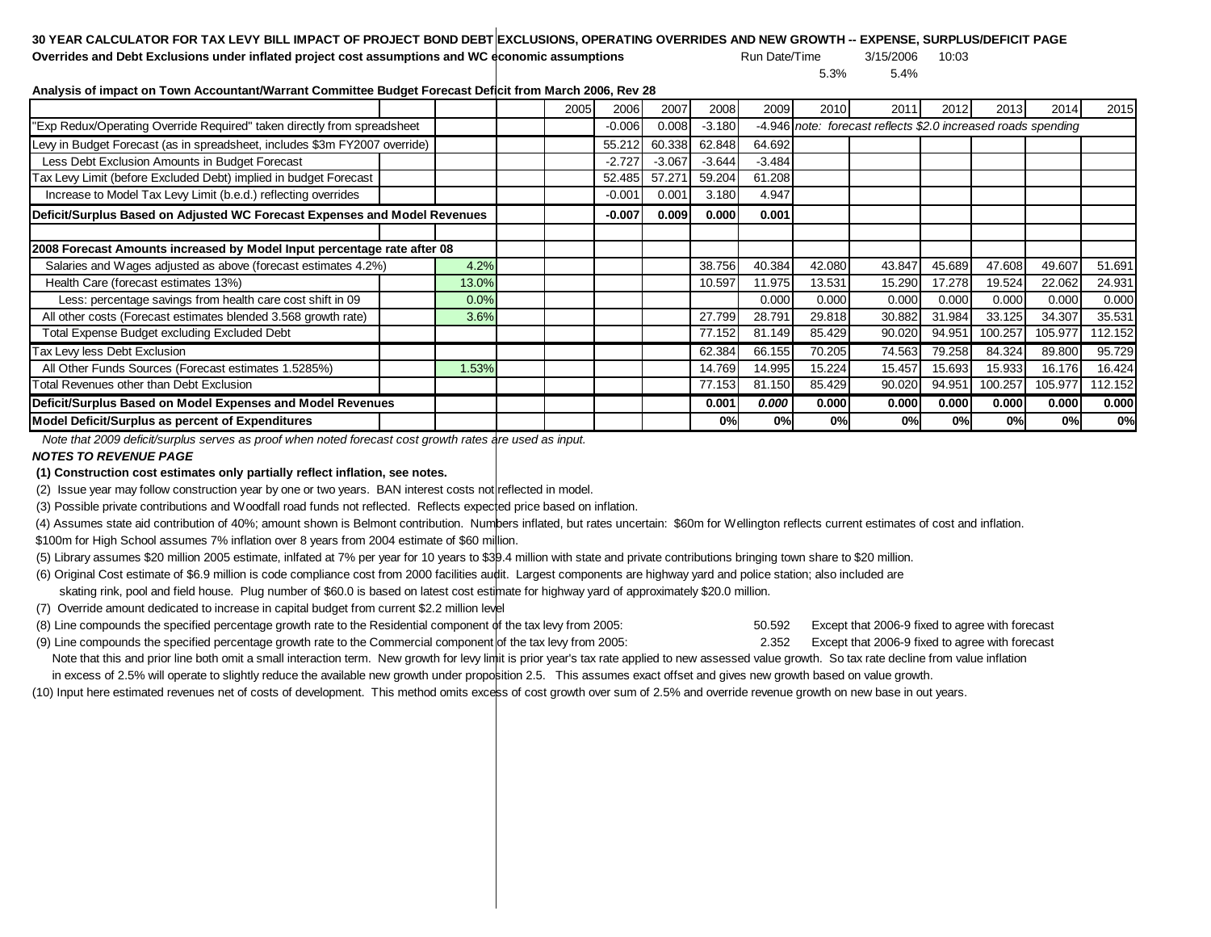**30 YEAR CALCULATOR FOR TAX LEVY BILL IMPACT OF PROJECT BOND DEBT EXCLUSIONS, OPERATING OVERRIDES AND NEW GROWTH -- EXPENSE, SURPLUS/DEFICIT PAGE**

**Overrides and Debt Exclusions under inflated project cost assumptions and WC economic assumptions** Run Date/Time 3/15/2006 10:03

5.3% 5.4%

**Analysis of impact on Town Accountant/Warrant Committee Budget Forecast Deficit from March 2006, Rev 28**

| | | | 2005 | 2006 | 2007 | 2008 | 2009 | 2010 | 2011 | 2012 | 2013 | 2014 | 2015 |
|---|---|---|---|---|---|---|---|---|---|---|---|---|---|
| "Exp Redux/Operating Override Required" taken directly from spreadsheet | | | | -0.006 | 0.008 | -3.180 | -4.946 | *note: forecast reflects $2.0 increased roads spending* | | | | | |
| Levy in Budget Forecast (as in spreadsheet, includes $3m FY2007 override) | | | | 55.212 | 60.338 | 62.848 | 64.692 | | | | | | |
| Less Debt Exclusion Amounts in Budget Forecast | | | | -2.727 | -3.067 | -3.644 | -3.484 | | | | | | |
| Tax Levy Limit (before Excluded Debt) implied in budget Forecast | | | | 52.485 | 57.271 | 59.204 | 61.208 | | | | | | |
| Increase to Model Tax Levy Limit (b.e.d.) reflecting overrides | | | | -0.001 | 0.001 | 3.180 | 4.947 | | | | | | |
| **Deficit/Surplus Based on Adjusted WC Forecast Expenses and Model Revenues** | | | | **-0.007** | **0.009** | **0.000** | **0.001** | | | | | | |
| | | | | | | | | | | | | | |
| **2008 Forecast Amounts increased by Model Input percentage rate after 08** | | | | | | | | | | | | | |
| Salaries and Wages adjusted as above (forecast estimates 4.2%) | 4.2% | | | | | 38.756 | 40.384 | 42.080 | 43.847 | 45.689 | 47.608 | 49.607 | 51.691 |
| Health Care (forecast estimates 13%) | 13.0% | | | | | 10.597 | 11.975 | 13.531 | 15.290 | 17.278 | 19.524 | 22.062 | 24.931 |
| Less: percentage savings from health care cost shift in 09 | 0.0% | | | | | | 0.000 | 0.000 | 0.000 | 0.000 | 0.000 | 0.000 | 0.000 |
| All other costs (Forecast estimates blended 3.568 growth rate) | 3.6% | | | | | 27.799 | 28.791 | 29.818 | 30.882 | 31.984 | 33.125 | 34.307 | 35.531 |
| Total Expense Budget excluding Excluded Debt | | | | | | 77.152 | 81.149 | 85.429 | 90.020 | 94.951 | 100.257 | 105.977 | 112.152 |
| Tax Levy less Debt Exclusion | | | | | | 62.384 | 66.155 | 70.205 | 74.563 | 79.258 | 84.324 | 89.800 | 95.729 |
| All Other Funds Sources (Forecast estimates 1.5285%) | 1.53% | | | | | 14.769 | 14.995 | 15.224 | 15.457 | 15.693 | 15.933 | 16.176 | 16.424 |
| Total Revenues other than Debt Exclusion | | | | | | 77.153 | 81.150 | 85.429 | 90.020 | 94.951 | 100.257 | 105.977 | 112.152 |
| **Deficit/Surplus Based on Model Expenses and Model Revenues** | | | | | | **0.001** | ***0.000*** | **0.000** | **0.000** | **0.000** | **0.000** | **0.000** | **0.000** |
| **Model Deficit/Surplus as percent of Expenditures** | | | | | | **0%** | **0%** | **0%** | **0%** | **0%** | **0%** | **0%** | **0%** |

*Note that 2009 deficit/surplus serves as proof when noted forecast cost growth rates are used as input.*

***NOTES TO REVENUE PAGE***

**(1) Construction cost estimates only partially reflect inflation, see notes.**

(2) Issue year may follow construction year by one or two years. BAN interest costs not reflected in model.

(3) Possible private contributions and Woodfall road funds not reflected. Reflects expected price based on inflation.

(4) Assumes state aid contribution of 40%; amount shown is Belmont contribution. Numbers inflated, but rates uncertain: $60m for Wellington reflects current estimates of cost and inflation. $100m for High School assumes 7% inflation over 8 years from 2004 estimate of $60 million.

(5) Library assumes $20 million 2005 estimate, inlfated at 7% per year for 10 years to $39.4 million with state and private contributions bringing town share to $20 million.

(6) Original Cost estimate of $6.9 million is code compliance cost from 2000 facilities audit. Largest components are highway yard and police station; also included are skating rink, pool and field house. Plug number of $60.0 is based on latest cost estimate for highway yard of approximately $20.0 million.

(7) Override amount dedicated to increase in capital budget from current $2.2 million level

(8) Line compounds the specified percentage growth rate to the Residential component of the tax levy from 2005: 50.592 Except that 2006-9 fixed to agree with forecast

(9) Line compounds the specified percentage growth rate to the Commercial component of the tax levy from 2005: 2.352 Except that 2006-9 fixed to agree with forecast

Note that this and prior line both omit a small interaction term. New growth for levy limit is prior year's tax rate applied to new assessed value growth. So tax rate decline from value inflation in excess of 2.5% will operate to slightly reduce the available new growth under proposition 2.5. This assumes exact offset and gives new growth based on value growth.

(10) Input here estimated revenues net of costs of development. This method omits excess of cost growth over sum of 2.5% and override revenue growth on new base in out years.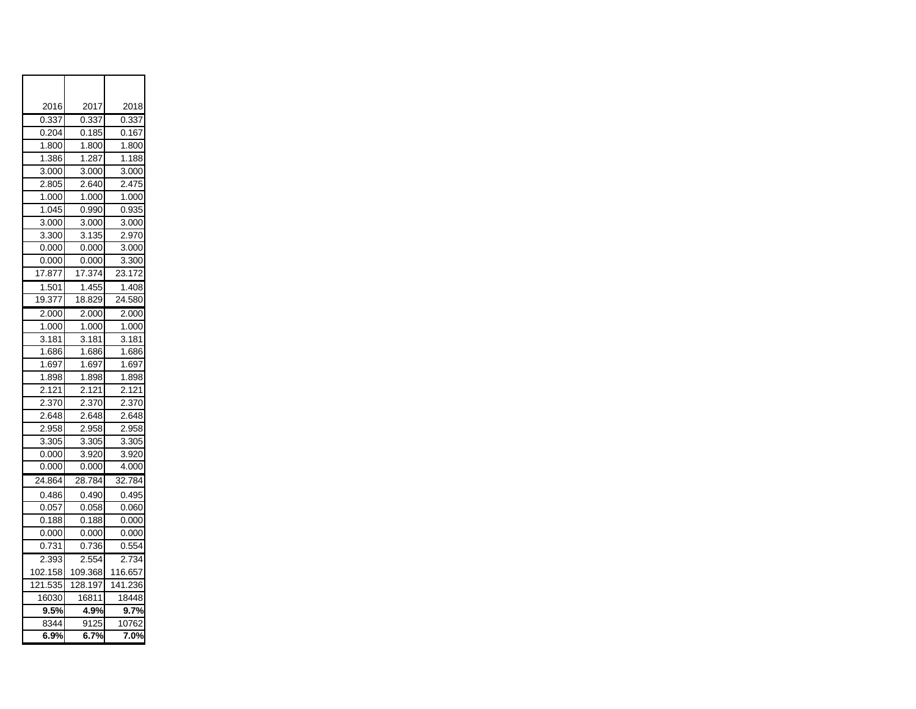| 2016 | 2017 | 2018 |
|---|---|---|
| 0.337 | 0.337 | 0.337 |
| 0.204 | 0.185 | 0.167 |
| 1.800 | 1.800 | 1.800 |
| 1.386 | 1.287 | 1.188 |
| 3.000 | 3.000 | 3.000 |
| 2.805 | 2.640 | 2.475 |
| 1.000 | 1.000 | 1.000 |
| 1.045 | 0.990 | 0.935 |
| 3.000 | 3.000 | 3.000 |
| 3.300 | 3.135 | 2.970 |
| 0.000 | 0.000 | 3.000 |
| 0.000 | 0.000 | 3.300 |
| 17.877 | 17.374 | 23.172 |
| 1.501 | 1.455 | 1.408 |
| 19.377 | 18.829 | 24.580 |
| 2.000 | 2.000 | 2.000 |
| 1.000 | 1.000 | 1.000 |
| 3.181 | 3.181 | 3.181 |
| 1.686 | 1.686 | 1.686 |
| 1.697 | 1.697 | 1.697 |
| 1.898 | 1.898 | 1.898 |
| 2.121 | 2.121 | 2.121 |
| 2.370 | 2.370 | 2.370 |
| 2.648 | 2.648 | 2.648 |
| 2.958 | 2.958 | 2.958 |
| 3.305 | 3.305 | 3.305 |
| 0.000 | 3.920 | 3.920 |
| 0.000 | 0.000 | 4.000 |
| 24.864 | 28.784 | 32.784 |
| 0.486 | 0.490 | 0.495 |
| 0.057 | 0.058 | 0.060 |
| 0.188 | 0.188 | 0.000 |
| 0.000 | 0.000 | 0.000 |
| 0.731 | 0.736 | 0.554 |
| 2.393 | 2.554 | 2.734 |
| 102.158 | 109.368 | 116.657 |
| 121.535 | 128.197 | 141.236 |
| 16030 | 16811 | 18448 |
| **9.5%** | **4.9%** | **9.7%** |
| 8344 | 9125 | 10762 |
| **6.9%** | **6.7%** | **7.0%** |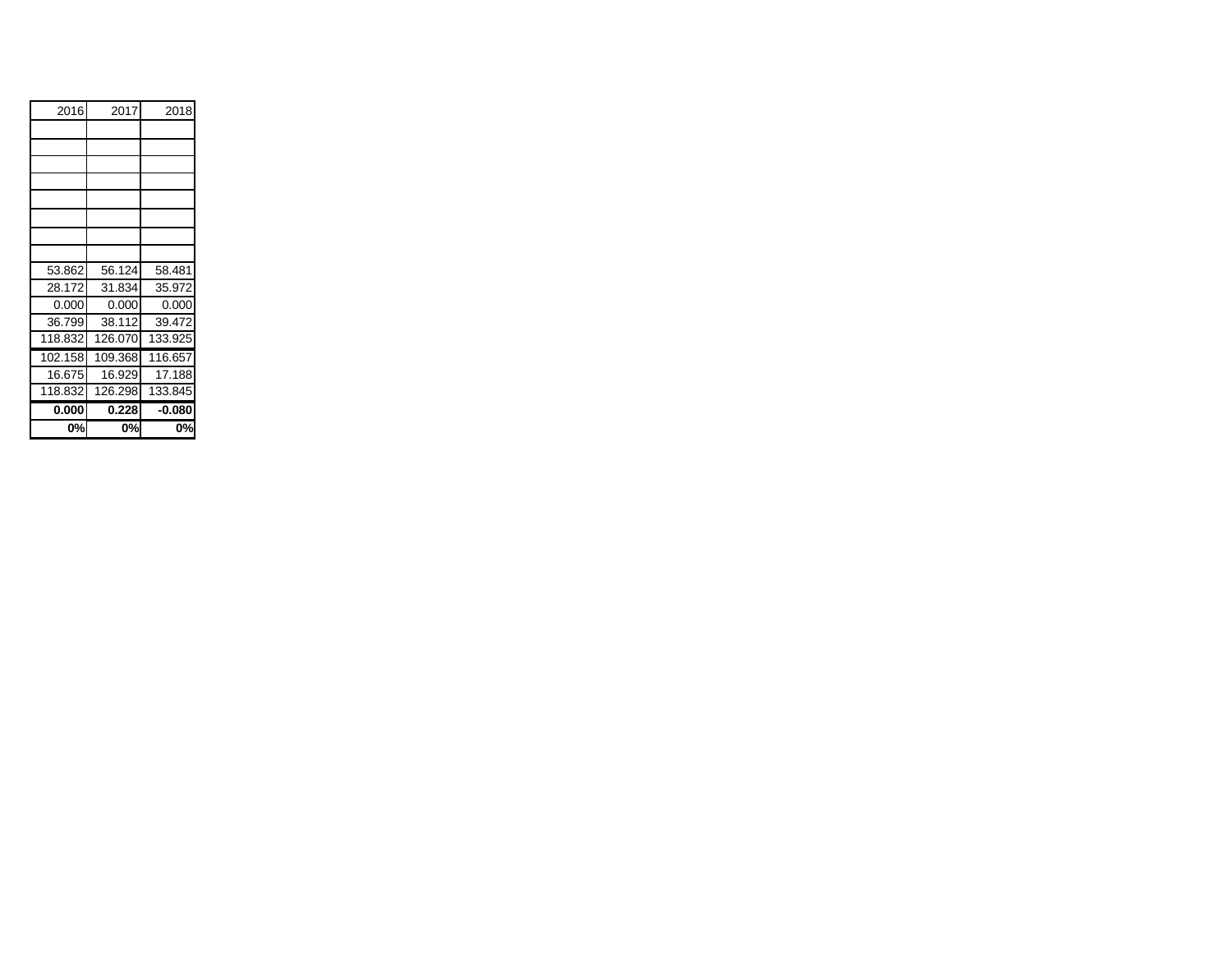| 2016 | 2017 | 2018 |
| --- | --- | --- |
| | | |
| | | |
| | | |
| | | |
| | | |
| | | |
| | | |
| | | |
| 53.862 | 56.124 | 58.481 |
| 28.172 | 31.834 | 35.972 |
| 0.000 | 0.000 | 0.000 |
| 36.799 | 38.112 | 39.472 |
| 118.832 | 126.070 | 133.925 |
| 102.158 | 109.368 | 116.657 |
| 16.675 | 16.929 | 17.188 |
| 118.832 | 126.298 | 133.845 |
| **0.000** | **0.228** | **-0.080** |
| **0%** | **0%** | **0%** |